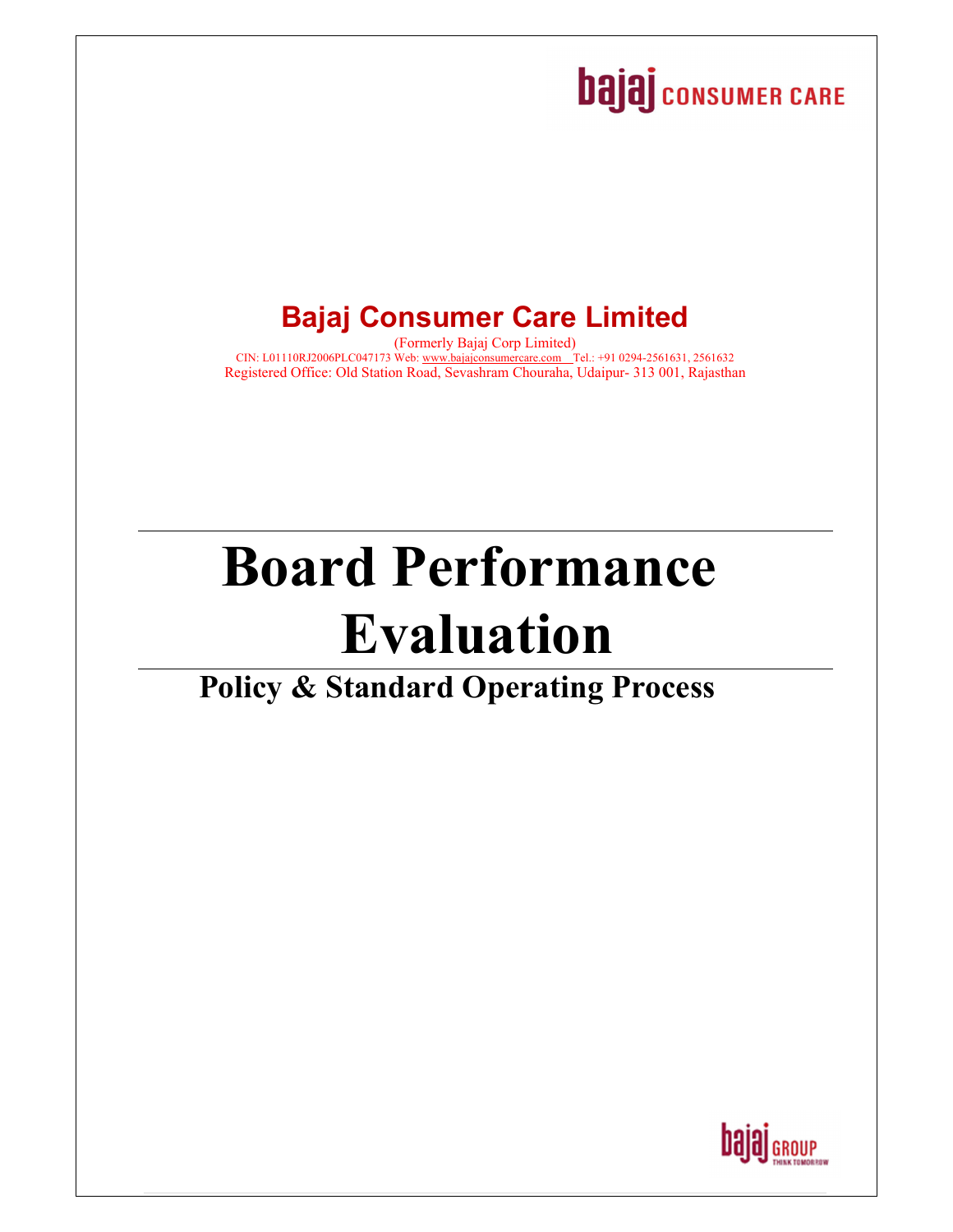bajaj CONSUMER CARE

## Bajaj Consumer Care Limited

(Formerly Bajaj Corp Limited)
CIN: L01110RJ2006PLC047173 Web: www.bajajconsumercare.com Tel.: +91 0294-2561631, 2561632
Registered Office: Old Station Road, Sevashram Chouraha, Udaipur- 313 001, Rajasthan

# Board Performance Evaluation

## Policy & Standard Operating Process

bajaj GROUP THINK TOMORROW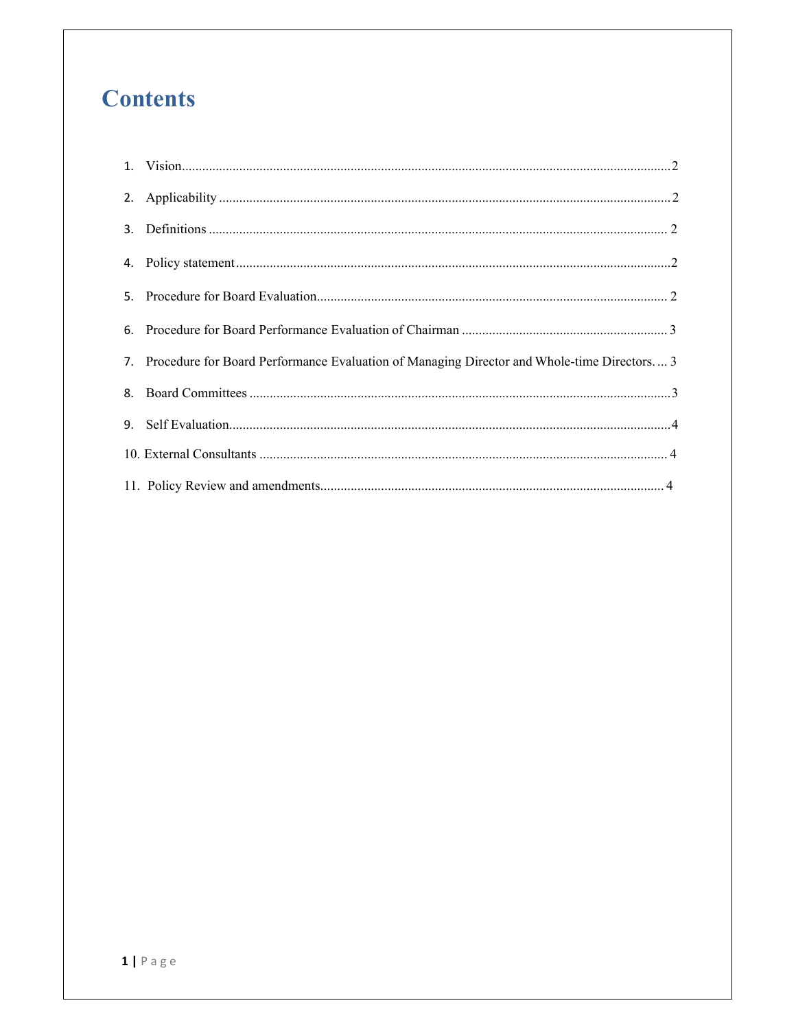# Contents

1. Vision....................2
2. Applicability....................2
3. Definitions....................2
4. Policy statement....................2
5. Procedure for Board Evaluation....................2
6. Procedure for Board Performance Evaluation of Chairman....................3
7. Procedure for Board Performance Evaluation of Managing Director and Whole-time Directors....................3
8. Board Committees....................3
9. Self Evaluation....................4
10. External Consultants....................4
11. Policy Review and amendments....................4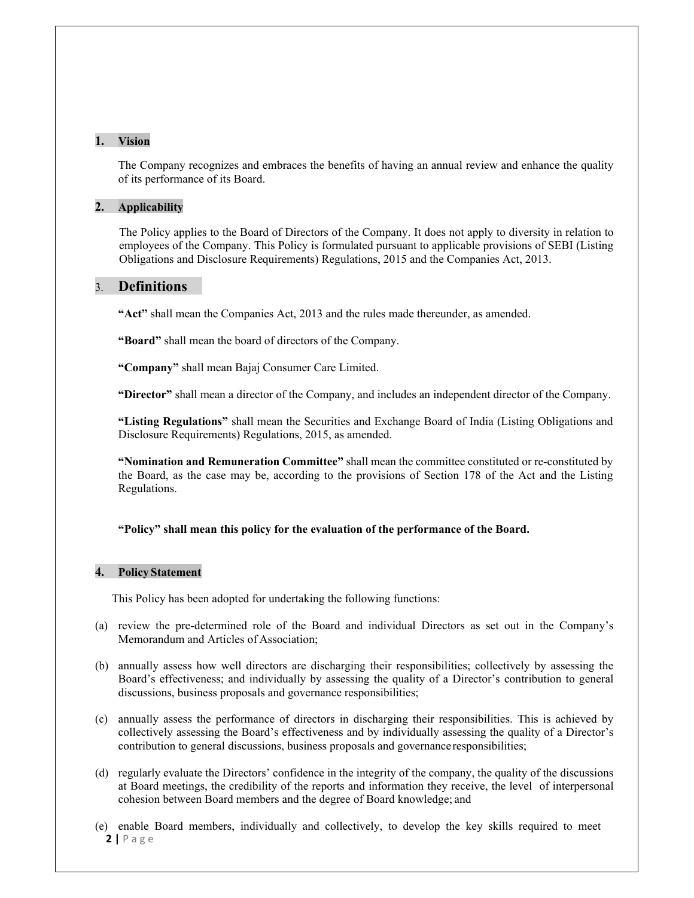## 1. Vision

The Company recognizes and embraces the benefits of having an annual review and enhance the quality of its performance of its Board.

## 2. Applicability

The Policy applies to the Board of Directors of the Company. It does not apply to diversity in relation to employees of the Company. This Policy is formulated pursuant to applicable provisions of SEBI (Listing Obligations and Disclosure Requirements) Regulations, 2015 and the Companies Act, 2013.

## 3. Definitions

**"Act"** shall mean the Companies Act, 2013 and the rules made thereunder, as amended.

**"Board"** shall mean the board of directors of the Company.

**"Company"** shall mean Bajaj Consumer Care Limited.

**"Director"** shall mean a director of the Company, and includes an independent director of the Company.

**"Listing Regulations"** shall mean the Securities and Exchange Board of India (Listing Obligations and Disclosure Requirements) Regulations, 2015, as amended.

**"Nomination and Remuneration Committee"** shall mean the committee constituted or re-constituted by the Board, as the case may be, according to the provisions of Section 178 of the Act and the Listing Regulations.

**"Policy" shall mean this policy for the evaluation of the performance of the Board.**

## 4. Policy Statement

This Policy has been adopted for undertaking the following functions:

(a) review the pre-determined role of the Board and individual Directors as set out in the Company's Memorandum and Articles of Association;

(b) annually assess how well directors are discharging their responsibilities; collectively by assessing the Board's effectiveness; and individually by assessing the quality of a Director's contribution to general discussions, business proposals and governance responsibilities;

(c) annually assess the performance of directors in discharging their responsibilities. This is achieved by collectively assessing the Board's effectiveness and by individually assessing the quality of a Director's contribution to general discussions, business proposals and governance responsibilities;

(d) regularly evaluate the Directors' confidence in the integrity of the company, the quality of the discussions at Board meetings, the credibility of the reports and information they receive, the level of interpersonal cohesion between Board members and the degree of Board knowledge; and

(e) enable Board members, individually and collectively, to develop the key skills required to meet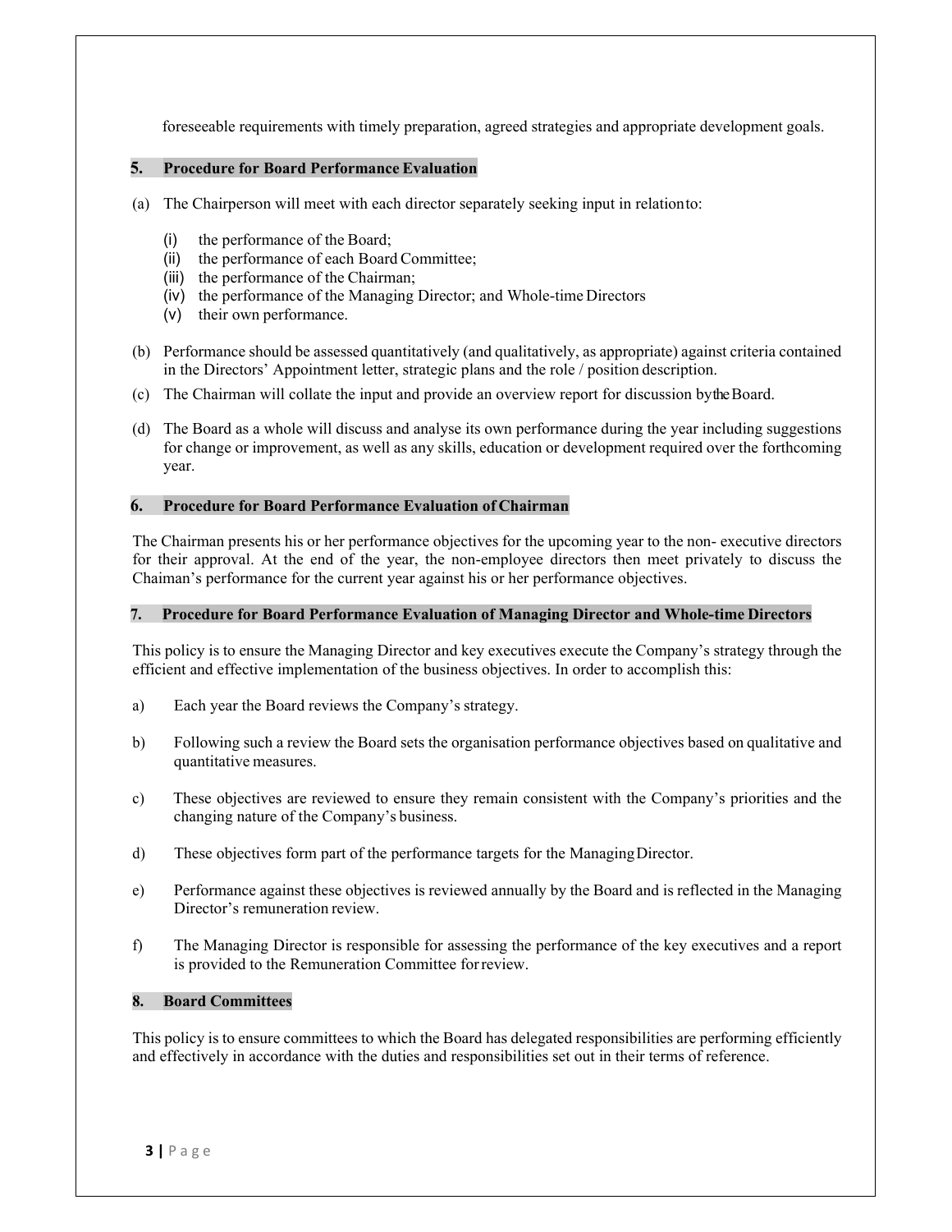foreseeable requirements with timely preparation, agreed strategies and appropriate development goals.

## 5. Procedure for Board Performance Evaluation

(a) The Chairperson will meet with each director separately seeking input in relation to:

- (i) the performance of the Board;
- (ii) the performance of each Board Committee;
- (iii) the performance of the Chairman;
- (iv) the performance of the Managing Director; and Whole-time Directors
- (v) their own performance.

(b) Performance should be assessed quantitatively (and qualitatively, as appropriate) against criteria contained in the Directors' Appointment letter, strategic plans and the role / position description.

(c) The Chairman will collate the input and provide an overview report for discussion by the Board.

(d) The Board as a whole will discuss and analyse its own performance during the year including suggestions for change or improvement, as well as any skills, education or development required over the forthcoming year.

## 6. Procedure for Board Performance Evaluation of Chairman

The Chairman presents his or her performance objectives for the upcoming year to the non- executive directors for their approval. At the end of the year, the non-employee directors then meet privately to discuss the Chaiman's performance for the current year against his or her performance objectives.

## 7. Procedure for Board Performance Evaluation of Managing Director and Whole-time Directors

This policy is to ensure the Managing Director and key executives execute the Company's strategy through the efficient and effective implementation of the business objectives. In order to accomplish this:

a) Each year the Board reviews the Company's strategy.

b) Following such a review the Board sets the organisation performance objectives based on qualitative and quantitative measures.

c) These objectives are reviewed to ensure they remain consistent with the Company's priorities and the changing nature of the Company's business.

d) These objectives form part of the performance targets for the Managing Director.

e) Performance against these objectives is reviewed annually by the Board and is reflected in the Managing Director's remuneration review.

f) The Managing Director is responsible for assessing the performance of the key executives and a report is provided to the Remuneration Committee for review.

## 8. Board Committees

This policy is to ensure committees to which the Board has delegated responsibilities are performing efficiently and effectively in accordance with the duties and responsibilities set out in their terms of reference.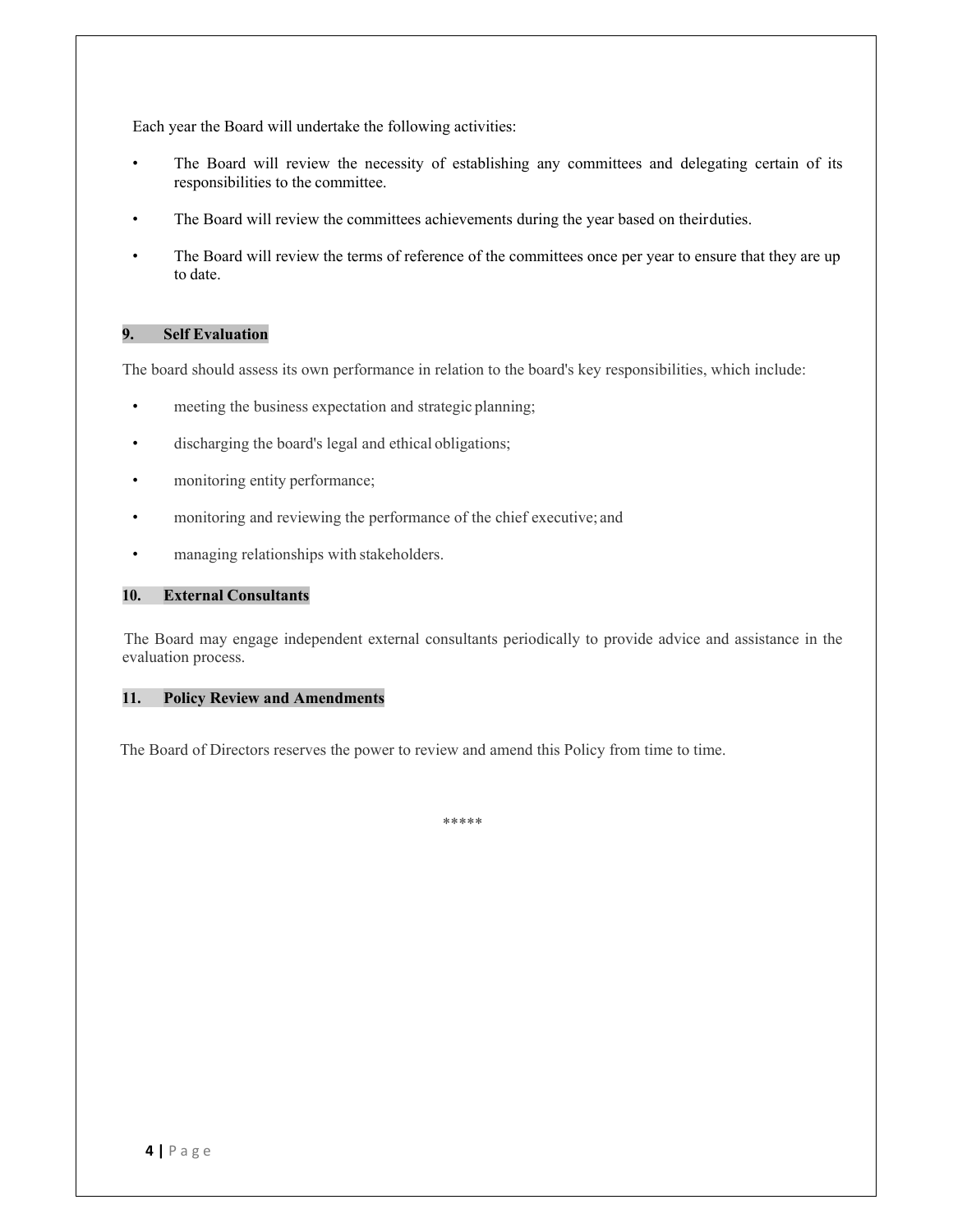Each year the Board will undertake the following activities:

- The Board will review the necessity of establishing any committees and delegating certain of its responsibilities to the committee.
- The Board will review the committees achievements during the year based on their duties.
- The Board will review the terms of reference of the committees once per year to ensure that they are up to date.

## 9. Self Evaluation

The board should assess its own performance in relation to the board's key responsibilities, which include:

- meeting the business expectation and strategic planning;
- discharging the board's legal and ethical obligations;
- monitoring entity performance;
- monitoring and reviewing the performance of the chief executive; and
- managing relationships with stakeholders.

## 10. External Consultants

The Board may engage independent external consultants periodically to provide advice and assistance in the evaluation process.

## 11. Policy Review and Amendments

The Board of Directors reserves the power to review and amend this Policy from time to time.

*****